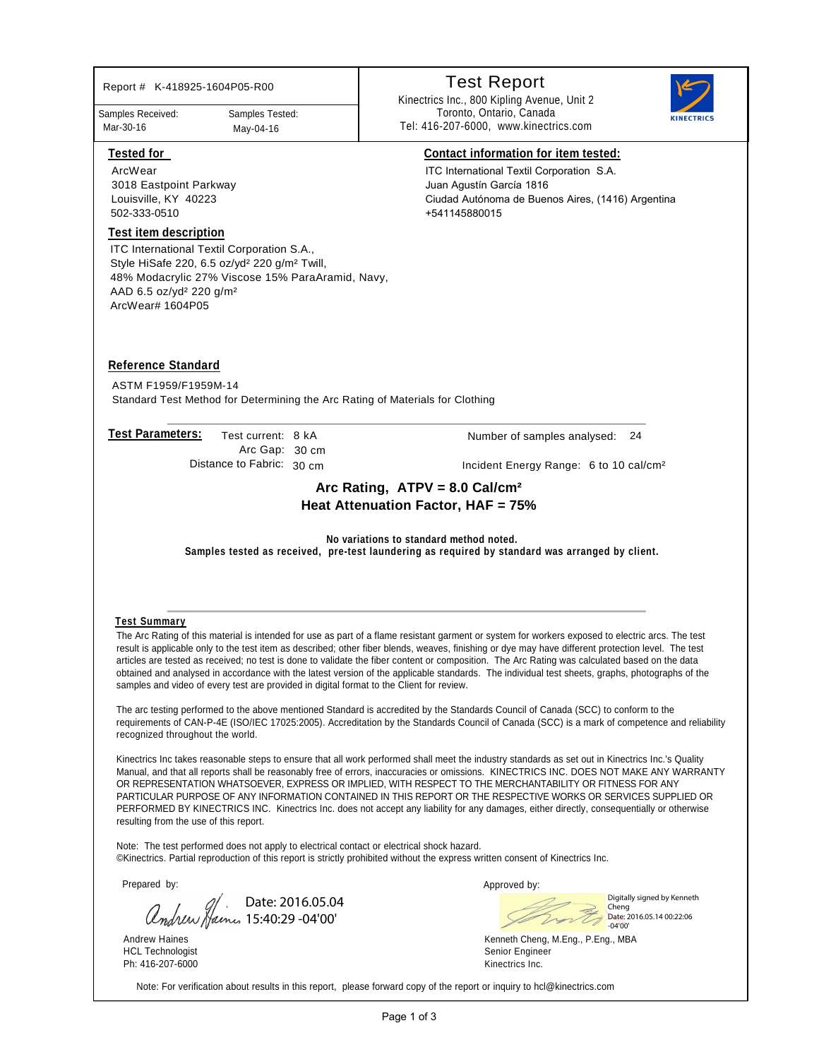Report # K-418925-1604P05-R00

| Samples Received: | Samples Tested: |
|---|---|
| Mar-30-16 | May-04-16 |

# Test Report

Kinectrics Inc., 800 Kipling Avenue, Unit 2
Toronto, Ontario, Canada
Tel: 416-207-6000, www.kinectrics.com

KINECTRICS

## Tested for

ArcWear
3018 Eastpoint Parkway
Louisville, KY 40223
502-333-0510

## Contact information for item tested:

ITC International Textil Corporation S.A.
Juan Agustín García 1816
Ciudad Autónoma de Buenos Aires, (1416) Argentina
+541145880015

## Test item description

ITC International Textil Corporation S.A.,
Style HiSafe 220, 6.5 oz/yd² 220 g/m² Twill,
48% Modacrylic 27% Viscose 15% ParaAramid, Navy,
AAD 6.5 oz/yd² 220 g/m²
ArcWear# 1604P05

## Reference Standard

ASTM F1959/F1959M-14
Standard Test Method for Determining the Arc Rating of Materials for Clothing

## Test Parameters:

Test current: 8 kA
Arc Gap: 30 cm
Distance to Fabric: 30 cm

Number of samples analysed: 24

Incident Energy Range: 6 to 10 cal/cm²

**Arc Rating, ATPV = 8.0 Cal/cm²**
**Heat Attenuation Factor, HAF = 75%**

**No variations to standard method noted.**
**Samples tested as received, pre-test laundering as required by standard was arranged by client.**

## Test Summary

The Arc Rating of this material is intended for use as part of a flame resistant garment or system for workers exposed to electric arcs. The test result is applicable only to the test item as described; other fiber blends, weaves, finishing or dye may have different protection level. The test articles are tested as received; no test is done to validate the fiber content or composition. The Arc Rating was calculated based on the data obtained and analysed in accordance with the latest version of the applicable standards. The individual test sheets, graphs, photographs of the samples and video of every test are provided in digital format to the Client for review.

The arc testing performed to the above mentioned Standard is accredited by the Standards Council of Canada (SCC) to conform to the requirements of CAN-P-4E (ISO/IEC 17025:2005). Accreditation by the Standards Council of Canada (SCC) is a mark of competence and reliability recognized throughout the world.

Kinectrics Inc takes reasonable steps to ensure that all work performed shall meet the industry standards as set out in Kinectrics Inc.'s Quality Manual, and that all reports shall be reasonably free of errors, inaccuracies or omissions. KINECTRICS INC. DOES NOT MAKE ANY WARRANTY OR REPRESENTATION WHATSOEVER, EXPRESS OR IMPLIED, WITH RESPECT TO THE MERCHANTABILITY OR FITNESS FOR ANY PARTICULAR PURPOSE OF ANY INFORMATION CONTAINED IN THIS REPORT OR THE RESPECTIVE WORKS OR SERVICES SUPPLIED OR PERFORMED BY KINECTRICS INC. Kinectrics Inc. does not accept any liability for any damages, either directly, consequentially or otherwise resulting from the use of this report.

Note: The test performed does not apply to electrical contact or electrical shock hazard.
©Kinectrics. Partial reproduction of this report is strictly prohibited without the express written consent of Kinectrics Inc.

Prepared by:

Date: 2016.05.04 15:40:29 -04'00'

Andrew Haines
HCL Technologist
Ph: 416-207-6000

Approved by:

Digitally signed by Kenneth Cheng
Date: 2016.05.14 00:22:06 -04'00'

Kenneth Cheng, M.Eng., P.Eng., MBA
Senior Engineer
Kinectrics Inc.

Note: For verification about results in this report, please forward copy of the report or inquiry to hcl@kinectrics.com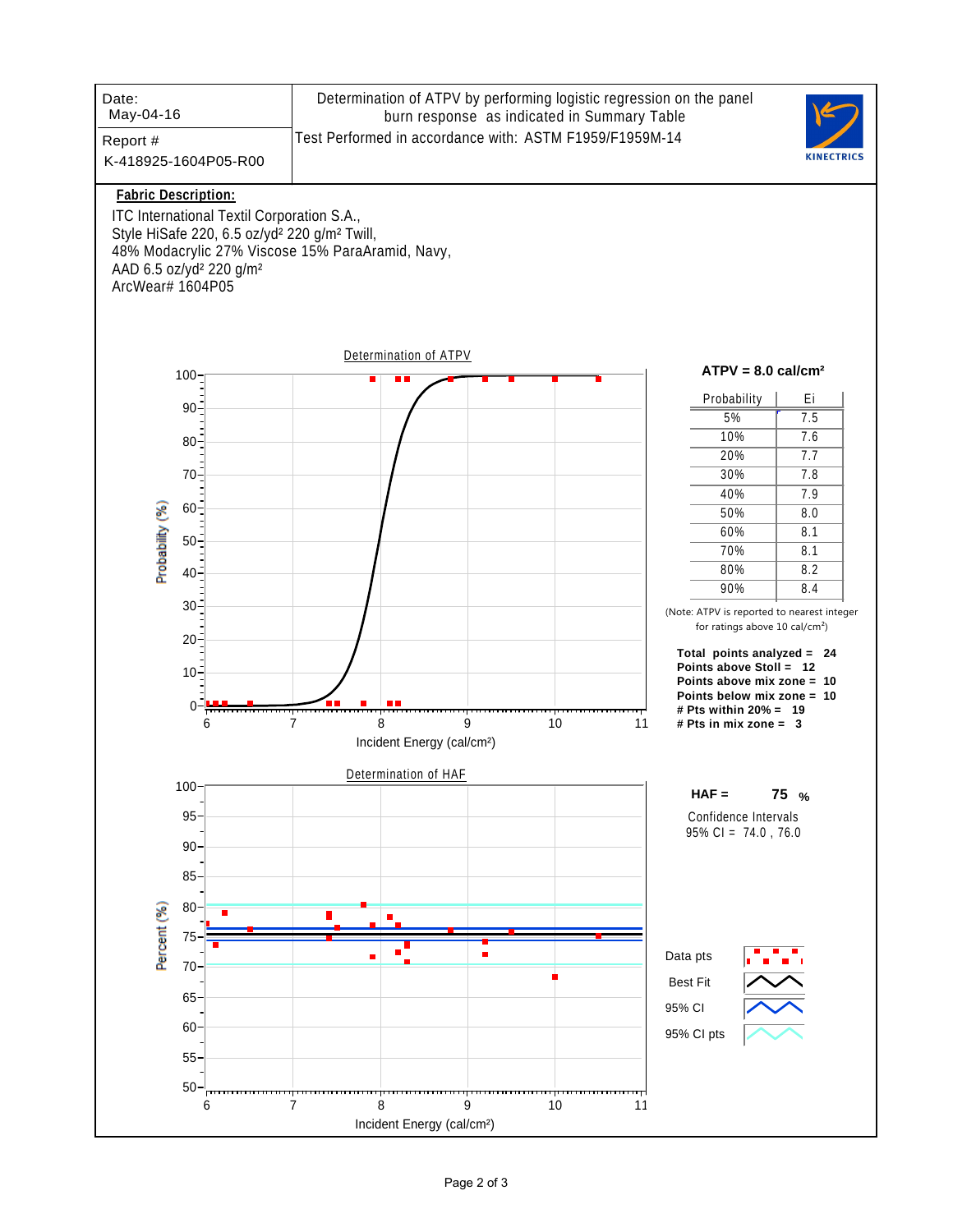| Date: May-04-16 | Determination of ATPV by performing logistic regression on the panel burn response as indicated in Summary Table |
|---|---|
| Report # K-418925-1604P05-R00 | Test Performed in accordance with: ASTM F1959/F1959M-14 |

KINECTRICS

**Fabric Description:**

ITC International Textil Corporation S.A.,
Style HiSafe 220, 6.5 oz/yd² 220 g/m² Twill,
48% Modacrylic 27% Viscose 15% ParaAramid, Navy,
AAD 6.5 oz/yd² 220 g/m²
ArcWear# 1604P05

## Determination of ATPV

**ATPV = 8.0 cal/cm²**

| Probability | Ei |
|---|---|
| 5% | 7.5 |
| 10% | 7.6 |
| 20% | 7.7 |
| 30% | 7.8 |
| 40% | 7.9 |
| 50% | 8.0 |
| 60% | 8.1 |
| 70% | 8.1 |
| 80% | 8.2 |
| 90% | 8.4 |

(Note: ATPV is reported to nearest integer for ratings above 10 cal/cm²)

**Total points analyzed = 24**
**Points above Stoll = 12**
**Points above mix zone = 10**
**Points below mix zone = 10**
**# Pts within 20% = 19**
**# Pts in mix zone = 3**

## Determination of HAF

**HAF = 75 %**

Confidence Intervals
95% CI = 74.0 , 76.0

Data pts
Best Fit
95% CI
95% CI pts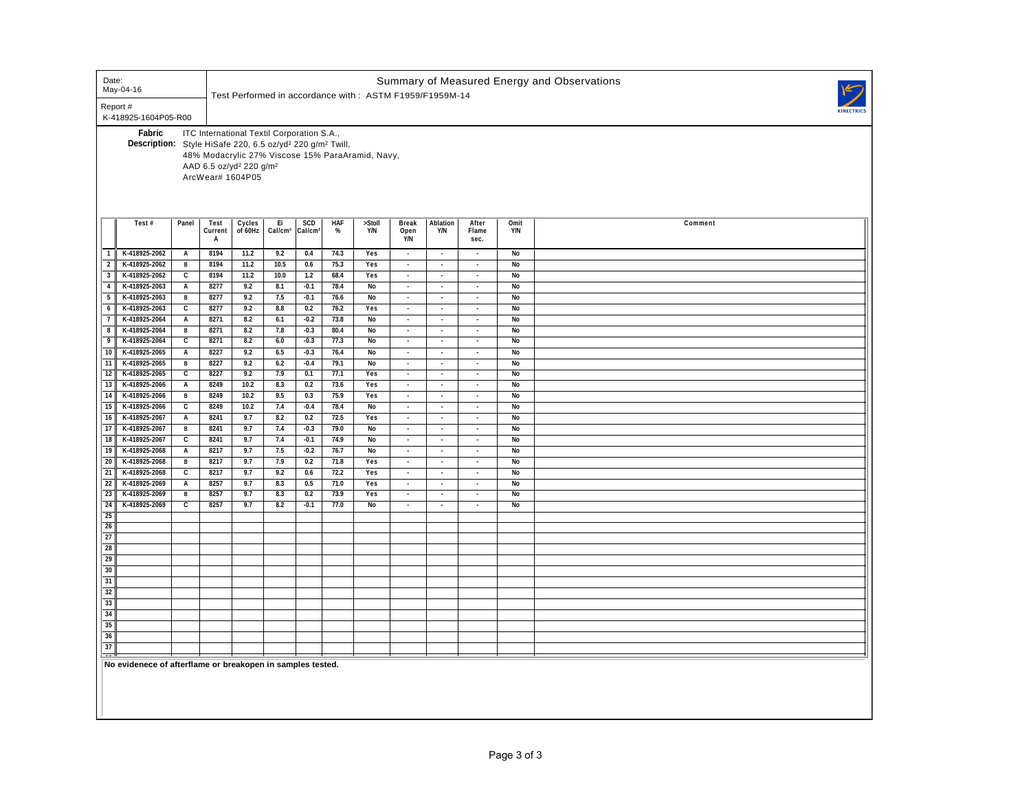Date:
May-04-16

Report #
K-418925-1604P05-R00

# Summary of Measured Energy and Observations

Test Performed in accordance with : ASTM F1959/F1959M-14

KINECTRICS

**Fabric Description:** ITC International Textil Corporation S.A.,
Style HiSafe 220, 6.5 oz/yd² 220 g/m² Twill,
48% Modacrylic 27% Viscose 15% ParaAramid, Navy,
AAD 6.5 oz/yd² 220 g/m²
ArcWear# 1604P05

| | Test # | Panel | Test Current A | Cycles of 60Hz | Ei Cal/cm² | SCD Cal/cm² | HAF % | >Stoll Y/N | Break Open Y/N | Ablation Y/N | After Flame sec. | Omit Y/N | Comment |
|---|---|---|---|---|---|---|---|---|---|---|---|---|---|
| 1 | K-418925-2062 | A | 8194 | 11.2 | 9.2 | 0.4 | 74.3 | Yes | - | - | - | No | |
| 2 | K-418925-2062 | B | 8194 | 11.2 | 10.5 | 0.6 | 75.3 | Yes | - | - | - | No | |
| 3 | K-418925-2062 | C | 8194 | 11.2 | 10.0 | 1.2 | 68.4 | Yes | - | - | - | No | |
| 4 | K-418925-2063 | A | 8277 | 9.2 | 8.1 | -0.1 | 78.4 | No | - | - | - | No | |
| 5 | K-418925-2063 | B | 8277 | 9.2 | 7.5 | -0.1 | 76.6 | No | - | - | - | No | |
| 6 | K-418925-2063 | C | 8277 | 9.2 | 8.8 | 0.2 | 76.2 | Yes | - | - | - | No | |
| 7 | K-418925-2064 | A | 8271 | 8.2 | 6.1 | -0.2 | 73.8 | No | - | - | - | No | |
| 8 | K-418925-2064 | B | 8271 | 8.2 | 7.8 | -0.3 | 80.4 | No | - | - | - | No | |
| 9 | K-418925-2064 | C | 8271 | 8.2 | 6.0 | -0.3 | 77.3 | No | - | - | - | No | |
| 10 | K-418925-2065 | A | 8227 | 9.2 | 6.5 | -0.3 | 76.4 | No | - | - | - | No | |
| 11 | K-418925-2065 | B | 8227 | 9.2 | 6.2 | -0.4 | 79.1 | No | - | - | - | No | |
| 12 | K-418925-2065 | C | 8227 | 9.2 | 7.9 | 0.1 | 77.1 | Yes | - | - | - | No | |
| 13 | K-418925-2066 | A | 8249 | 10.2 | 8.3 | 0.2 | 73.6 | Yes | - | - | - | No | |
| 14 | K-418925-2066 | B | 8249 | 10.2 | 9.5 | 0.3 | 75.9 | Yes | - | - | - | No | |
| 15 | K-418925-2066 | C | 8249 | 10.2 | 7.4 | -0.4 | 78.4 | No | - | - | - | No | |
| 16 | K-418925-2067 | A | 8241 | 9.7 | 8.2 | 0.2 | 72.5 | Yes | - | - | - | No | |
| 17 | K-418925-2067 | B | 8241 | 9.7 | 7.4 | -0.3 | 79.0 | No | - | - | - | No | |
| 18 | K-418925-2067 | C | 8241 | 9.7 | 7.4 | -0.1 | 74.9 | No | - | - | - | No | |
| 19 | K-418925-2068 | A | 8217 | 9.7 | 7.5 | -0.2 | 76.7 | No | - | - | - | No | |
| 20 | K-418925-2068 | B | 8217 | 9.7 | 7.9 | 0.2 | 71.8 | Yes | - | - | - | No | |
| 21 | K-418925-2068 | C | 8217 | 9.7 | 9.2 | 0.6 | 72.2 | Yes | - | - | - | No | |
| 22 | K-418925-2069 | A | 8257 | 9.7 | 8.3 | 0.5 | 71.0 | Yes | - | - | - | No | |
| 23 | K-418925-2069 | B | 8257 | 9.7 | 8.3 | 0.2 | 73.9 | Yes | - | - | - | No | |
| 24 | K-418925-2069 | C | 8257 | 9.7 | 8.2 | -0.1 | 77.0 | No | - | - | - | No | |
| 25 | | | | | | | | | | | | | |
| 26 | | | | | | | | | | | | | |
| 27 | | | | | | | | | | | | | |
| 28 | | | | | | | | | | | | | |
| 29 | | | | | | | | | | | | | |
| 30 | | | | | | | | | | | | | |
| 31 | | | | | | | | | | | | | |
| 32 | | | | | | | | | | | | | |
| 33 | | | | | | | | | | | | | |
| 34 | | | | | | | | | | | | | |
| 35 | | | | | | | | | | | | | |
| 36 | | | | | | | | | | | | | |
| 37 | | | | | | | | | | | | | |

**No evidenece of afterflame or breakopen in samples tested.**